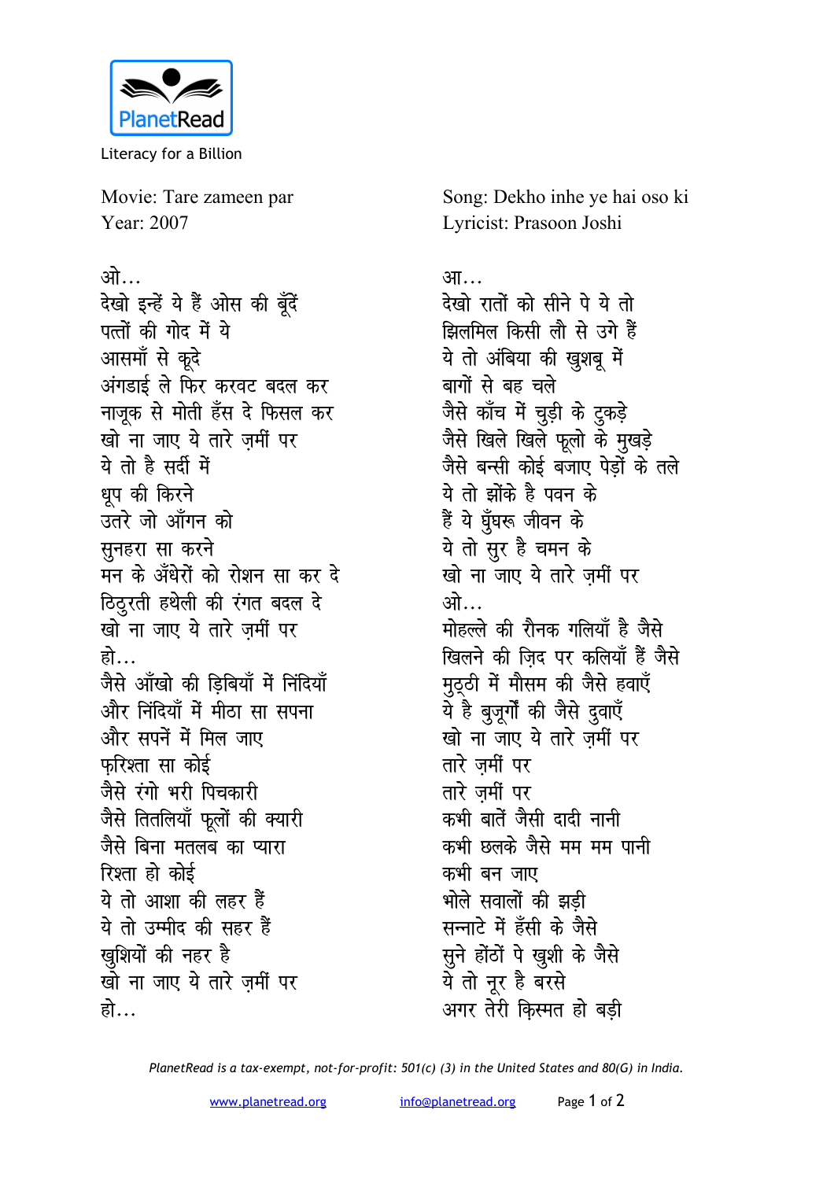Literacy for a Billion

Movie: Tare zameen par
Year: 2007

Song: Dekho inhe ye hai oso ki
Lyricist: Prasoon Joshi

ओ...
देखो इन्हें ये हैं ओस की बूँदें
पत्तों की गोद में ये
आसमाँ से कूदे
अंगडाई ले फिर करवट बदल कर
नाज़ूक से मोती हँस दे फिसल कर
खो ना जाए ये तारे ज़मीं पर
ये तो है सर्दी में
धूप की किरने
उतरे जो आँगन को
सुनहरा सा करने
मन के अँधेरों को रोशन सा कर दे
ठिठुरती हथेली की रंगत बदल दे
खो ना जाए ये तारे ज़मीं पर
हो...
जैसे आँखो की ड़िबियाँ में निंदियाँ
और निंदियाँ में मीठा सा सपना
और सपनें में मिल जाए
फ़रिश्ता सा कोई
जैसे रंगो भरी पिचकारी
जैसे तितलियाँ फूलों की क्यारी
जैसे बिना मतलब का प्यारा
रिश्ता हो कोई
ये तो आशा की लहर हैं
ये तो उम्मीद की सहर हैं
खुशियों की नहर है
खो ना जाए ये तारे ज़मीं पर
हो...

आ...
देखो रातों को सीने पे ये तो
झिलमिल किसी लौ से उगे हैं
ये तो अंबिया की खुशबू में
बागों से बह चले
जैसे काँच में चुड़ी के टुकड़े
जैसे खिले खिले फूलो के मुखड़े
जैसे बन्सी कोई बजाए पेड़ों के तले
ये तो झोंके है पवन के
हैं ये घुँघरू जीवन के
ये तो सुर है चमन के
खो ना जाए ये तारे ज़मीं पर
ओ...
मोहल्ले की रौनक गलियाँ है जैसे
खिलने की ज़िद पर कलियाँ हैं जैसे
मुठ्ठी में मौसम की जैसे हवाएँ
ये है बुज़ूर्गों की जैसे दुवाएँ
खो ना जाए ये तारे ज़मीं पर
तारे ज़मीं पर
तारे ज़मीं पर
कभी बातें जैसी दादी नानी
कभी छलके जैसे मम मम पानी
कभी बन जाए
भोले सवालों की झड़ी
सन्नाटे में हँसी के जैसे
सुने होंठों पे खुशी के जैसे
ये तो नूर है बरसे
अगर तेरी क़िस्मत हो बड़ी

*PlanetRead is a tax-exempt, not-for-profit: 501(c) (3) in the United States and 80(G) in India.*

www.planetread.org info@planetread.org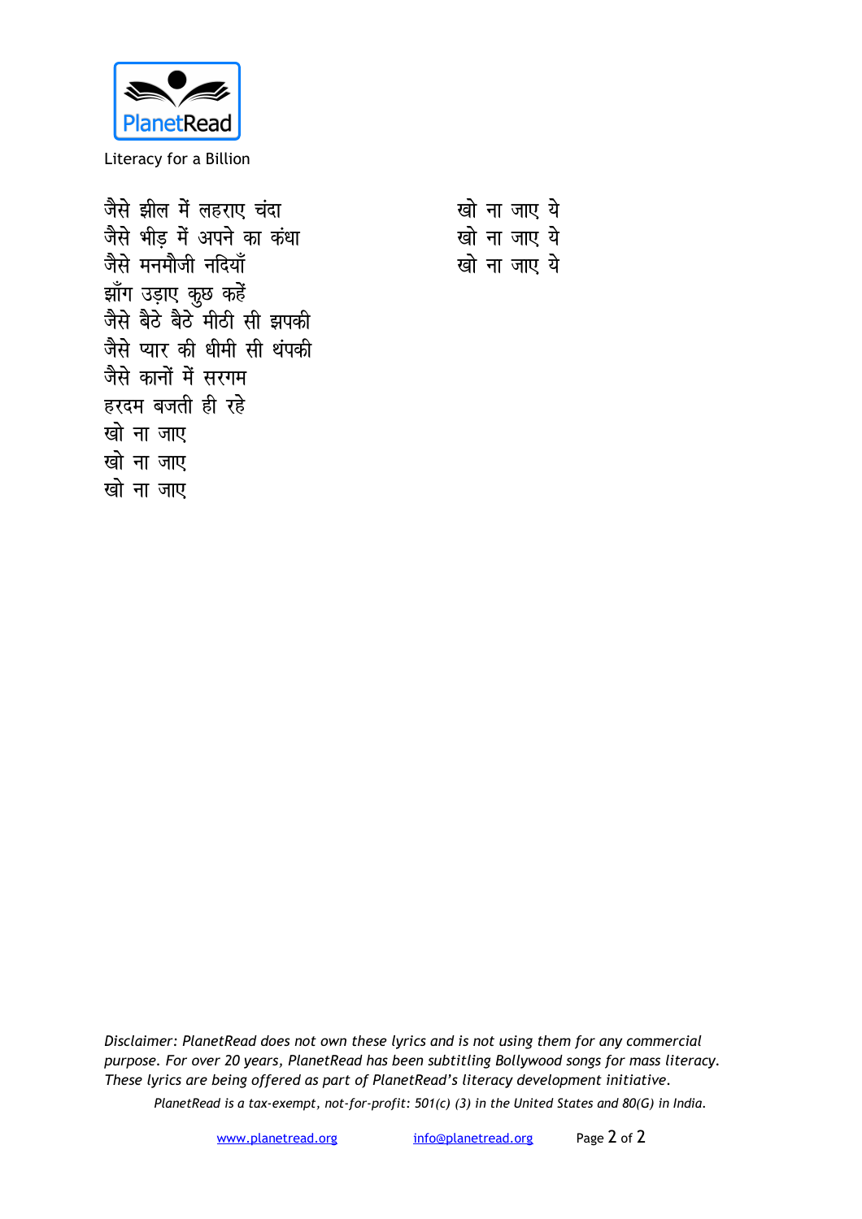Literacy for a Billion

जैसे झील में लहराए चंदा
जैसे भीड़ में अपने का कंधा
जैसे मनमौजी नदियाँ
झाँग उड़ाए कुछ कहें
जैसे बैठे बैठे मीठी सी झपकी
जैसे प्यार की धीमी सी थंपकी
जैसे कानों में सरगम
हरदम बजती ही रहे
खो ना जाए
खो ना जाए
खो ना जाए

खो ना जाए ये
खो ना जाए ये
खो ना जाए ये

*Disclaimer: PlanetRead does not own these lyrics and is not using them for any commercial purpose. For over 20 years, PlanetRead has been subtitling Bollywood songs for mass literacy. These lyrics are being offered as part of PlanetRead's literacy development initiative.*

*PlanetRead is a tax-exempt, not-for-profit: 501(c) (3) in the United States and 80(G) in India.*

www.planetread.org info@planetread.org